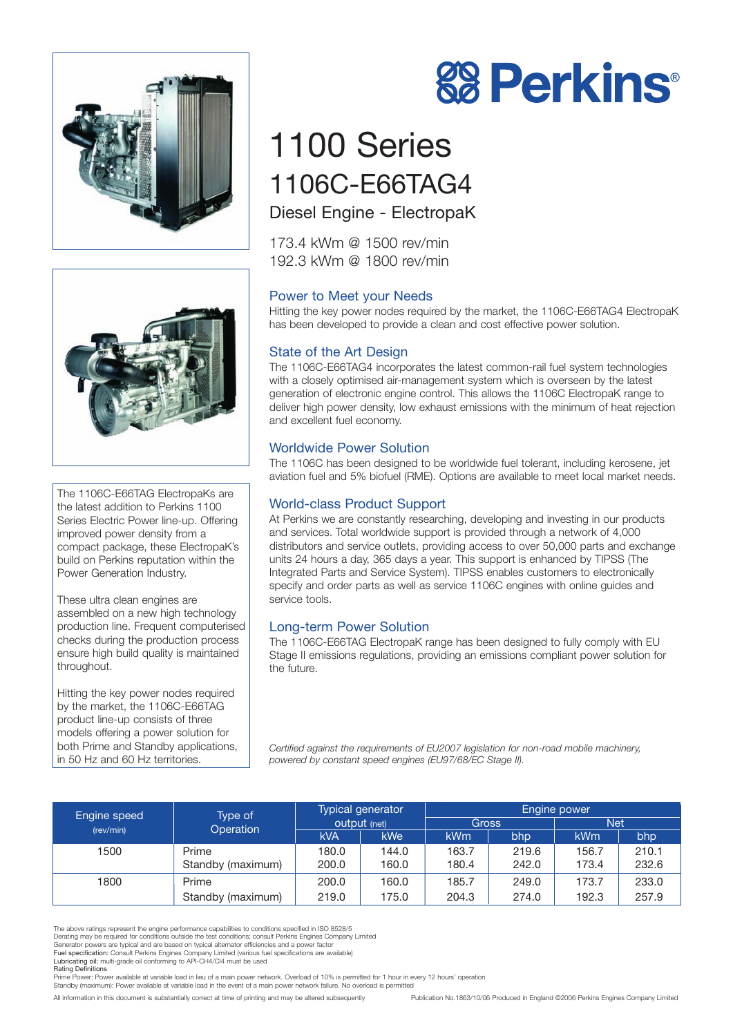# Perkins®

# 1100 Series

## 1106C-E66TAG4

### Diesel Engine - ElectropaK

173.4 kWm @ 1500 rev/min
192.3 kWm @ 1800 rev/min

The 1106C-E66TAG ElectropaKs are the latest addition to the Perkins 1100 Series Electric Power line-up. Offering improved power density from a compact package, these ElectropaK's build on Perkins reputation within the Power Generation Industry.

These ultra clean engines are assembled on a new high technology production line. Frequent computerised checks during the production process ensure high build quality is maintained throughout.

Hitting the key power nodes required by the market, the 1106C-E66TAG product line-up consists of three models offering a power solution for both Prime and Standby applications, in 50 Hz and 60 Hz territories.

### Power to Meet your Needs

Hitting the key power nodes required by the market, the 1106C-E66TAG4 ElectropaK has been developed to provide a clean and cost effective power solution.

### State of the Art Design

The 1106C-E66TAG4 incorporates the latest common-rail fuel system technologies with a closely optimised air-management system which is overseen by the latest generation of electronic engine control. This allows the 1106C ElectropaK range to deliver high power density, low exhaust emissions with the minimum of heat rejection and excellent fuel economy.

### Worldwide Power Solution

The 1106C has been designed to be worldwide fuel tolerant, including kerosene, jet aviation fuel and 5% biofuel (RME). Options are available to meet local market needs.

### World-class Product Support

At Perkins we are constantly researching, developing and investing in our products and services. Total worldwide support is provided through a network of 4,000 distributors and service outlets, providing access to over 50,000 parts and exchange units 24 hours a day, 365 days a year. This support is enhanced by TIPSS (The Integrated Parts and Service System). TIPSS enables customers to electronically specify and order parts as well as service 1106C engines with online guides and service tools.

### Long-term Power Solution

The 1106C-E66TAG ElectropaK range has been designed to fully comply with EU Stage II emissions regulations, providing an emissions compliant power solution for the future.

*Certified against the requirements of EU2007 legislation for non-road mobile machinery, powered by constant speed engines (EU97/68/EC Stage II).*

| Engine speed (rev/min) | Type of Operation | Typical generator output (net) | | Engine power | | | |
|---|---|---|---|---|---|---|---|
| | | | | Gross | | Net | |
| | | kVA | kWe | kWm | bhp | kWm | bhp |
| 1500 | Prime | 180.0 | 144.0 | 163.7 | 219.6 | 156.7 | 210.1 |
| | Standby (maximum) | 200.0 | 160.0 | 180.4 | 242.0 | 173.4 | 232.6 |
| 1800 | Prime | 200.0 | 160.0 | 185.7 | 249.0 | 173.7 | 233.0 |
| | Standby (maximum) | 219.0 | 175.0 | 204.3 | 274.0 | 192.3 | 257.9 |

The above ratings represent the engine performance capabilities to conditions specified in ISO 8528/5
Derating may be required for conditions outside the test conditions; consult Perkins Engines Company Limited
Generator powers are typical and are based on typical alternator efficiencies and a power factor
**Fuel specification:** Consult Perkins Engines Company Limited (various fuel specifications are available)
**Lubricating oil:** multi-grade oil conforming to API-CH4/CI4 must be used
**Rating Definitions**
Prime Power: Power available at variable load in lieu of a main power network. Overload of 10% is permitted for 1 hour in every 12 hours' operation
Standby (maximum): Power available at variable load in the event of a main power network failure. No overload is permitted

All information in this document is substantially correct at time of printing and may be altered subsequently

Publication No.1863/10/06 Produced in England ©2006 Perkins Engines Company Limited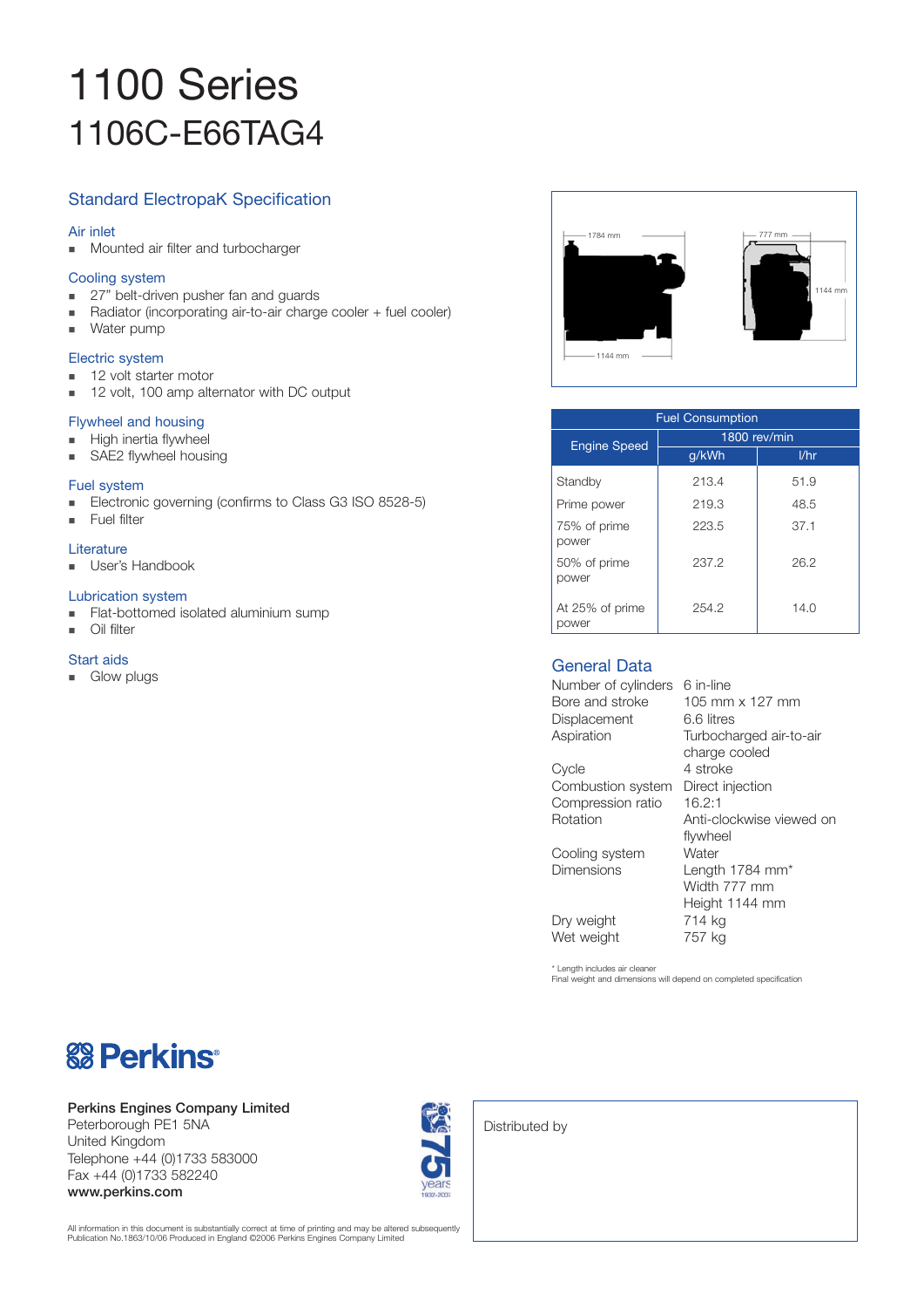# 1100 Series

# 1106C-E66TAG4

## Standard ElectropaK Specification

### Air inlet
- Mounted air filter and turbocharger

### Cooling system
- 27" belt-driven pusher fan and guards
- Radiator (incorporating air-to-air charge cooler + fuel cooler)
- Water pump

### Electric system
- 12 volt starter motor
- 12 volt, 100 amp alternator with DC output

### Flywheel and housing
- High inertia flywheel
- SAE2 flywheel housing

### Fuel system
- Electronic governing (confirms to Class G3 ISO 8528-5)
- Fuel filter

### Literature
- User's Handbook

### Lubrication system
- Flat-bottomed isolated aluminium sump
- Oil filter

### Start aids
- Glow plugs

1784 mm
1144 mm
777 mm
1144 mm

| Fuel Consumption | | |
|---|---|---|
| Engine Speed | 1800 rev/min | |
| | g/kWh | l/hr |
| Standby | 213.4 | 51.9 |
| Prime power | 219.3 | 48.5 |
| 75% of prime power | 223.5 | 37.1 |
| 50% of prime power | 237.2 | 26.2 |
| At 25% of prime power | 254.2 | 14.0 |

## General Data

| | |
|---|---|
| Number of cylinders | 6 in-line |
| Bore and stroke | 105 mm x 127 mm |
| Displacement | 6.6 litres |
| Aspiration | Turbocharged air-to-air charge cooled |
| Cycle | 4 stroke |
| Combustion system | Direct injection |
| Compression ratio | 16.2:1 |
| Rotation | Anti-clockwise viewed on flywheel |
| Cooling system | Water |
| Dimensions | Length 1784 mm* Width 777 mm Height 1144 mm |
| Dry weight | 714 kg |
| Wet weight | 757 kg |

\* Length includes air cleaner
Final weight and dimensions will depend on completed specification

Perkins

**Perkins Engines Company Limited**
Peterborough PE1 5NA
United Kingdom
Telephone +44 (0)1733 583000
Fax +44 (0)1733 582240
**www.perkins.com**

75 years 1932-2007

Distributed by

All information in this document is substantially correct at time of printing and may be altered subsequently
Publication No.1863/10/06 Produced in England ©2006 Perkins Engines Company Limited